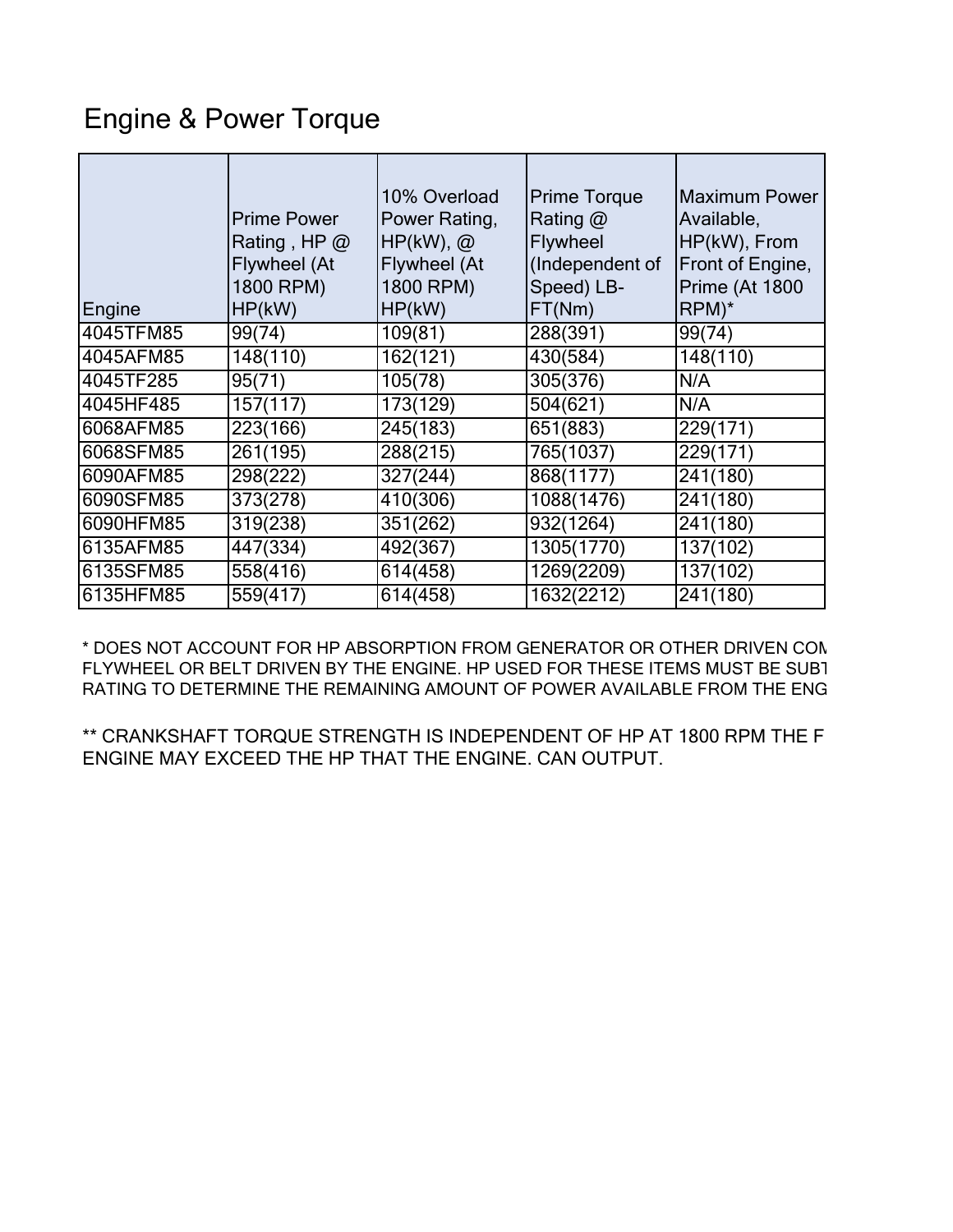# Engine & Power Torque

| Engine | Prime Power Rating , HP @ Flywheel (At 1800 RPM) HP(kW) | 10% Overload Power Rating, HP(kW), @ Flywheel (At 1800 RPM) HP(kW) | Prime Torque Rating @ Flywheel (Independent of Speed) LB-FT(Nm) | Maximum Power Available, HP(kW), From Front of Engine, Prime (At 1800 RPM)* |
|---|---|---|---|---|
| 4045TFM85 | 99(74) | 109(81) | 288(391) | 99(74) |
| 4045AFM85 | 148(110) | 162(121) | 430(584) | 148(110) |
| 4045TF285 | 95(71) | 105(78) | 305(376) | N/A |
| 4045HF485 | 157(117) | 173(129) | 504(621) | N/A |
| 6068AFM85 | 223(166) | 245(183) | 651(883) | 229(171) |
| 6068SFM85 | 261(195) | 288(215) | 765(1037) | 229(171) |
| 6090AFM85 | 298(222) | 327(244) | 868(1177) | 241(180) |
| 6090SFM85 | 373(278) | 410(306) | 1088(1476) | 241(180) |
| 6090HFM85 | 319(238) | 351(262) | 932(1264) | 241(180) |
| 6135AFM85 | 447(334) | 492(367) | 1305(1770) | 137(102) |
| 6135SFM85 | 558(416) | 614(458) | 1269(2209) | 137(102) |
| 6135HFM85 | 559(417) | 614(458) | 1632(2212) | 241(180) |

* DOES NOT ACCOUNT FOR HP ABSORPTION FROM GENERATOR OR OTHER DRIVEN COM FLYWHEEL OR BELT DRIVEN BY THE ENGINE. HP USED FOR THESE ITEMS MUST BE SUBT RATING TO DETERMINE THE REMAINING AMOUNT OF POWER AVAILABLE FROM THE ENG

** CRANKSHAFT TORQUE STRENGTH IS INDEPENDENT OF HP AT 1800 RPM THE F ENGINE MAY EXCEED THE HP THAT THE ENGINE. CAN OUTPUT.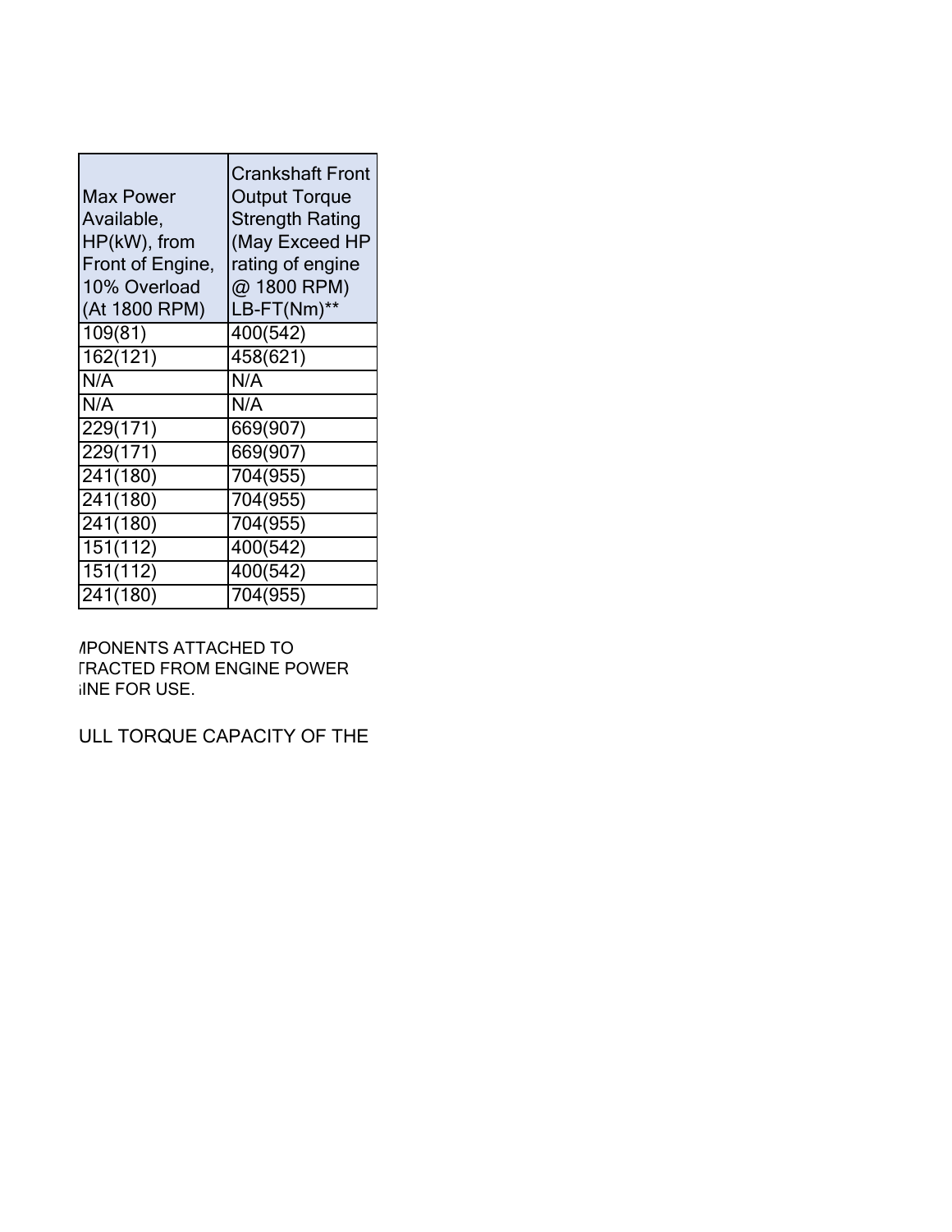| Max Power Available, HP(kW), from Front of Engine, 10% Overload (At 1800 RPM) | Crankshaft Front Output Torque Strength Rating (May Exceed HP rating of engine @ 1800 RPM) LB-FT(Nm)** |
|---|---|
| 109(81) | 400(542) |
| 162(121) | 458(621) |
| N/A | N/A |
| N/A | N/A |
| 229(171) | 669(907) |
| 229(171) | 669(907) |
| 241(180) | 704(955) |
| 241(180) | 704(955) |
| 241(180) | 704(955) |
| 151(112) | 400(542) |
| 151(112) | 400(542) |
| 241(180) | 704(955) |

ᴍPONENTS ATTACHED TO
TRACTED FROM ENGINE POWER
ɪINE FOR USE.

ULL TORQUE CAPACITY OF THE